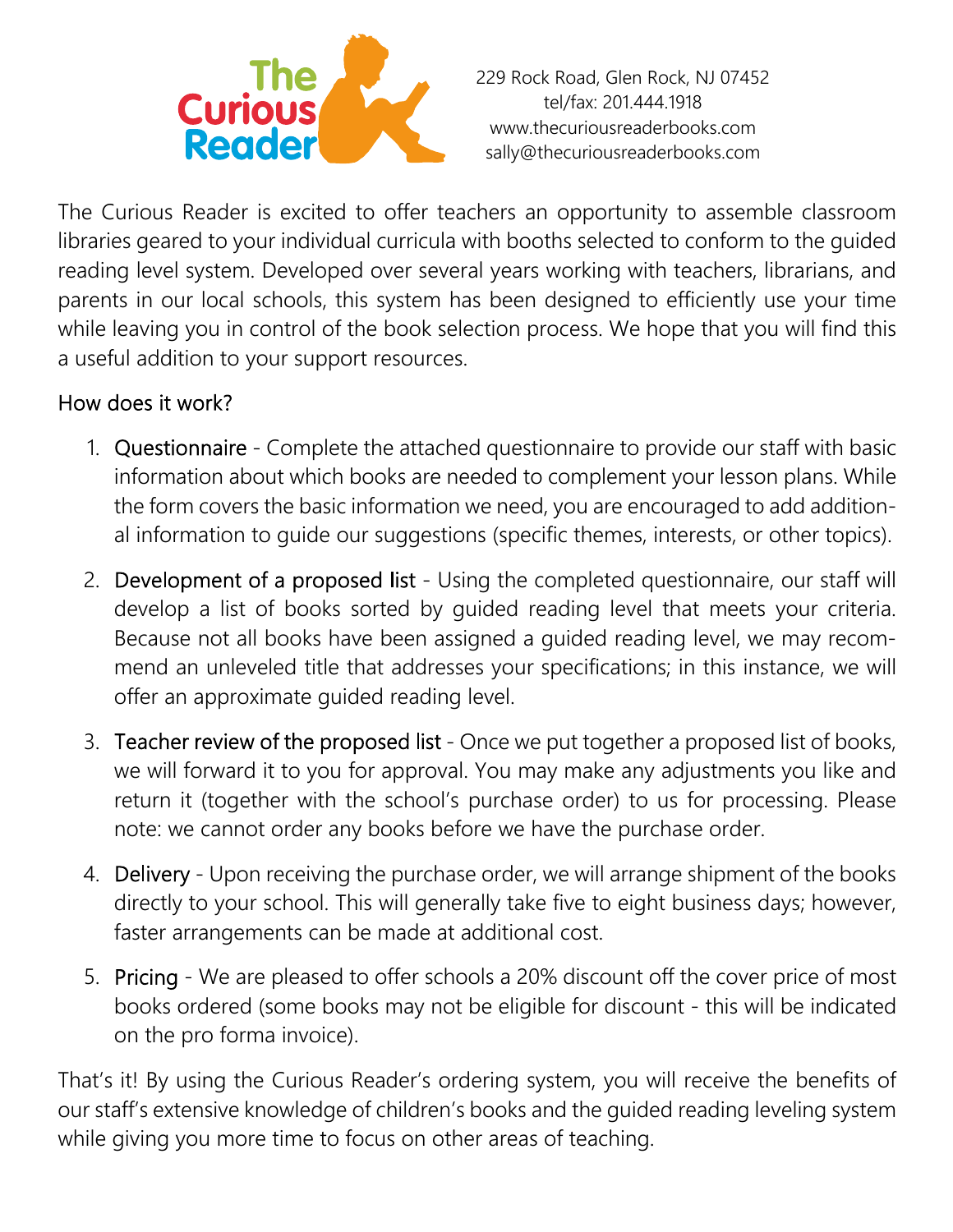The Curious Reader

229 Rock Road, Glen Rock, NJ 07452
tel/fax: 201.444.1918
www.thecuriousreaderbooks.com
sally@thecuriousreaderbooks.com

The Curious Reader is excited to offer teachers an opportunity to assemble classroom libraries geared to your individual curricula with booths selected to conform to the guided reading level system. Developed over several years working with teachers, librarians, and parents in our local schools, this system has been designed to efficiently use your time while leaving you in control of the book selection process. We hope that you will find this a useful addition to your support resources.

How does it work?

1. Questionnaire - Complete the attached questionnaire to provide our staff with basic information about which books are needed to complement your lesson plans. While the form covers the basic information we need, you are encouraged to add additional information to guide our suggestions (specific themes, interests, or other topics).

2. Development of a proposed list - Using the completed questionnaire, our staff will develop a list of books sorted by guided reading level that meets your criteria. Because not all books have been assigned a guided reading level, we may recommend an unleveled title that addresses your specifications; in this instance, we will offer an approximate guided reading level.

3. Teacher review of the proposed list - Once we put together a proposed list of books, we will forward it to you for approval. You may make any adjustments you like and return it (together with the school's purchase order) to us for processing. Please note: we cannot order any books before we have the purchase order.

4. Delivery - Upon receiving the purchase order, we will arrange shipment of the books directly to your school. This will generally take five to eight business days; however, faster arrangements can be made at additional cost.

5. Pricing - We are pleased to offer schools a 20% discount off the cover price of most books ordered (some books may not be eligible for discount - this will be indicated on the pro forma invoice).

That's it! By using the Curious Reader's ordering system, you will receive the benefits of our staff's extensive knowledge of children's books and the guided reading leveling system while giving you more time to focus on other areas of teaching.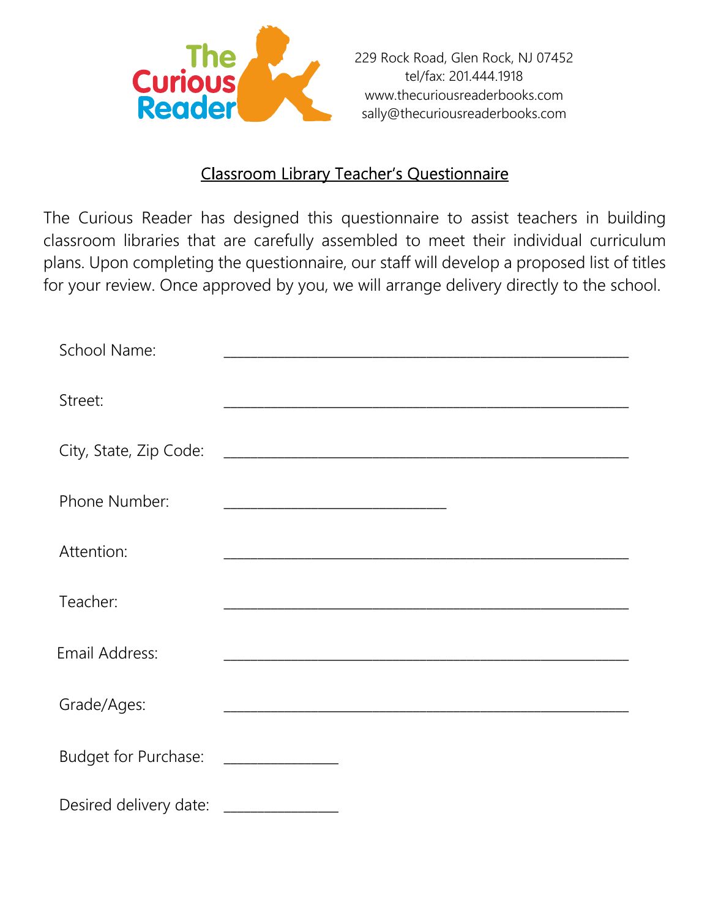The Curious Reader

229 Rock Road, Glen Rock, NJ 07452
tel/fax: 201.444.1918
www.thecuriousreaderbooks.com
sally@thecuriousreaderbooks.com

## Classroom Library Teacher's Questionnaire

The Curious Reader has designed this questionnaire to assist teachers in building classroom libraries that are carefully assembled to meet their individual curriculum plans. Upon completing the questionnaire, our staff will develop a proposed list of titles for your review. Once approved by you, we will arrange delivery directly to the school.

School Name: ____________________________________________

Street: ____________________________________________

City, State, Zip Code: ____________________________________________

Phone Number: ________________________

Attention: ____________________________________________

Teacher: ____________________________________________

Email Address: ____________________________________________

Grade/Ages: ____________________________________________

Budget for Purchase: ____________

Desired delivery date: ____________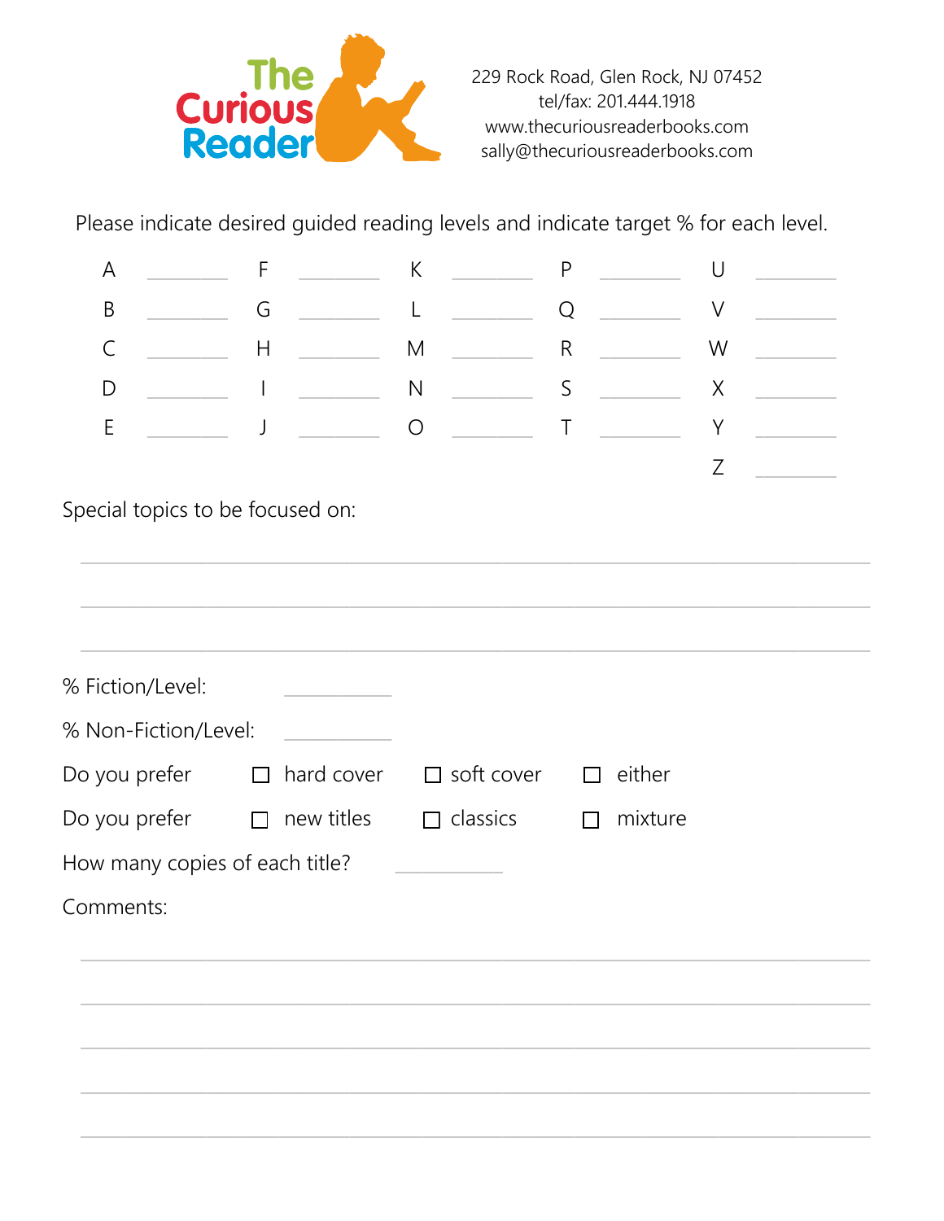**The Curious Reader**

229 Rock Road, Glen Rock, NJ 07452
tel/fax: 201.444.1918
www.thecuriousreaderbooks.com
sally@thecuriousreaderbooks.com

Please indicate desired guided reading levels and indicate target % for each level.

| | | | | | | | | | |
|---|---|---|---|---|---|---|---|---|---|
| A | ________ | F | ________ | K | ________ | P | ________ | U | ________ |
| B | ________ | G | ________ | L | ________ | Q | ________ | V | ________ |
| C | ________ | H | ________ | M | ________ | R | ________ | W | ________ |
| D | ________ | I | ________ | N | ________ | S | ________ | X | ________ |
| E | ________ | J | ________ | O | ________ | T | ________ | Y | ________ |
| | | | | | | | | Z | ________ |

Special topics to be focused on:

________________________________________________________________

________________________________________________________________

________________________________________________________________

% Fiction/Level: ________

% Non-Fiction/Level: ________

Do you prefer ☐ hard cover ☐ soft cover ☐ either

Do you prefer ☐ new titles ☐ classics ☐ mixture

How many copies of each title? ________

Comments:

________________________________________________________________

________________________________________________________________

________________________________________________________________

________________________________________________________________

________________________________________________________________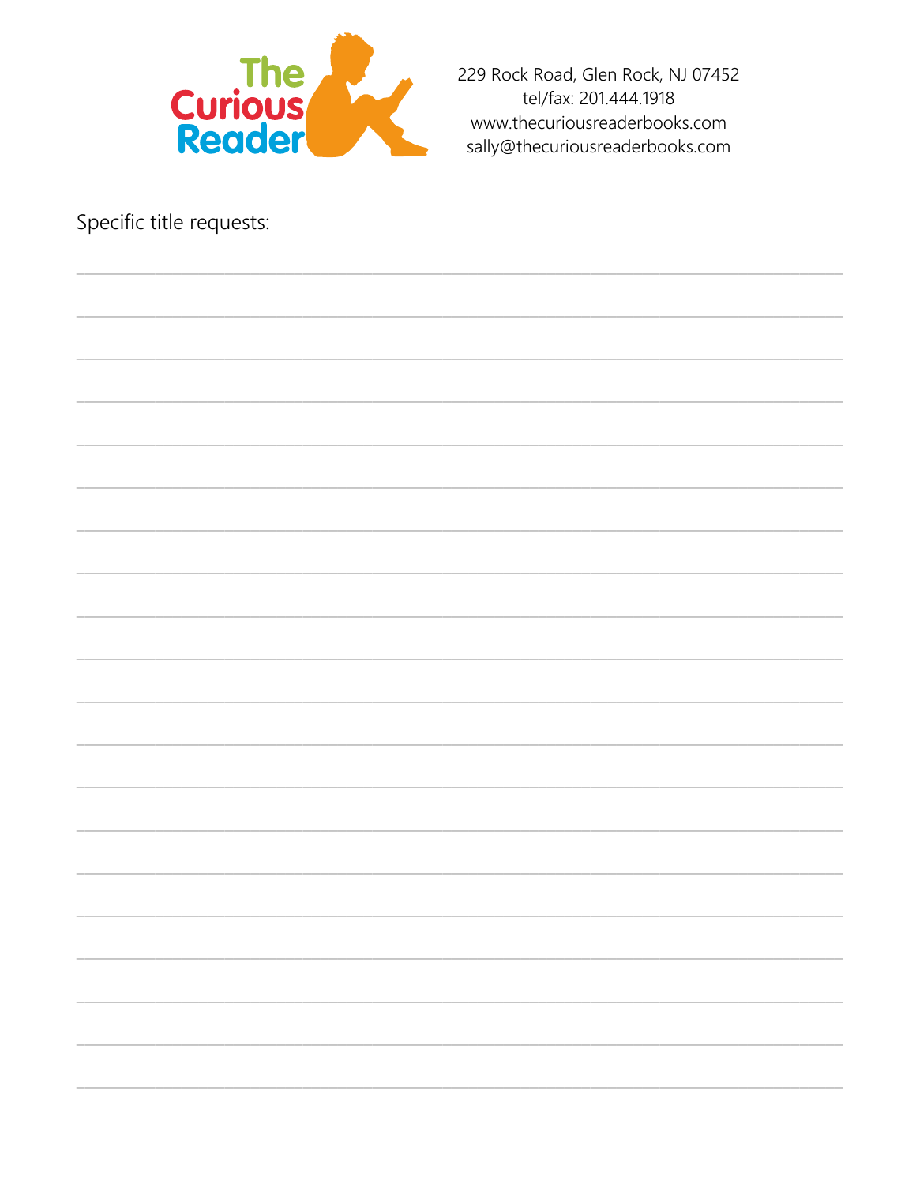The Curious Reader

229 Rock Road, Glen Rock, NJ 07452
tel/fax: 201.444.1918
www.thecuriousreaderbooks.com
sally@thecuriousreaderbooks.com

Specific title requests: